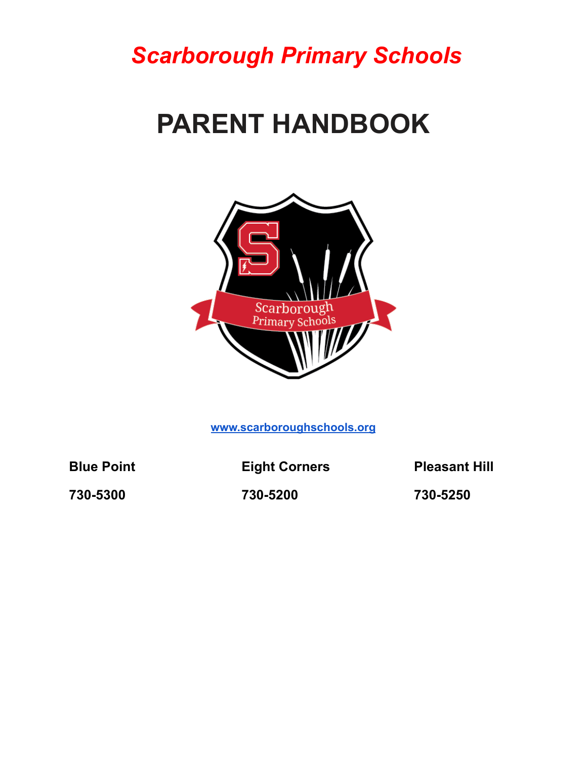*Scarborough Primary Schools*

# PARENT HANDBOOK

[www.scarboroughschools.org](http://www.scarboroughschools.org)

| **Blue Point** | **Eight Corners** | **Pleasant Hill** |
|---|---|---|
| **730-5300** | **730-5200** | **730-5250** |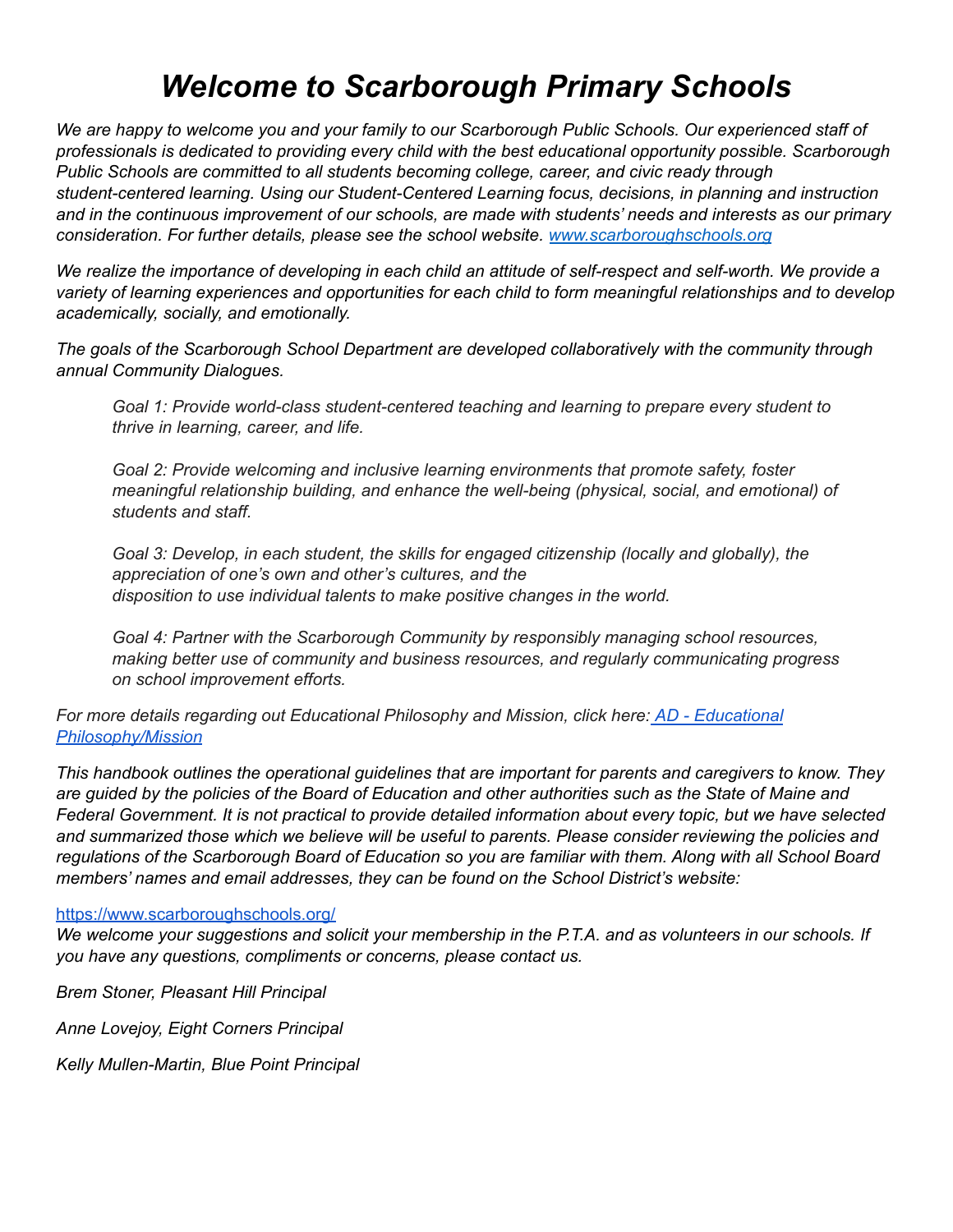# *Welcome to Scarborough Primary Schools*

*We are happy to welcome you and your family to our Scarborough Public Schools. Our experienced staff of professionals is dedicated to providing every child with the best educational opportunity possible. Scarborough Public Schools are committed to all students becoming college, career, and civic ready through student-centered learning. Using our Student-Centered Learning focus, decisions, in planning and instruction and in the continuous improvement of our schools, are made with students' needs and interests as our primary consideration. For further details, please see the school website.* [www.scarboroughschools.org](www.scarboroughschools.org)

*We realize the importance of developing in each child an attitude of self-respect and self-worth. We provide a variety of learning experiences and opportunities for each child to form meaningful relationships and to develop academically, socially, and emotionally.*

*The goals of the Scarborough School Department are developed collaboratively with the community through annual Community Dialogues.*

> *Goal 1: Provide world-class student-centered teaching and learning to prepare every student to thrive in learning, career, and life.*
>
> *Goal 2: Provide welcoming and inclusive learning environments that promote safety, foster meaningful relationship building, and enhance the well-being (physical, social, and emotional) of students and staff.*
>
> *Goal 3: Develop, in each student, the skills for engaged citizenship (locally and globally), the appreciation of one's own and other's cultures, and the disposition to use individual talents to make positive changes in the world.*
>
> *Goal 4: Partner with the Scarborough Community by responsibly managing school resources, making better use of community and business resources, and regularly communicating progress on school improvement efforts.*

*For more details regarding out Educational Philosophy and Mission, click here:* *AD - Educational Philosophy/Mission*

*This handbook outlines the operational guidelines that are important for parents and caregivers to know. They are guided by the policies of the Board of Education and other authorities such as the State of Maine and Federal Government. It is not practical to provide detailed information about every topic, but we have selected and summarized those which we believe will be useful to parents. Please consider reviewing the policies and regulations of the Scarborough Board of Education so you are familiar with them. Along with all School Board members' names and email addresses, they can be found on the School District's website:*

[https://www.scarboroughschools.org/](https://www.scarboroughschools.org/)

*We welcome your suggestions and solicit your membership in the P.T.A. and as volunteers in our schools. If you have any questions, compliments or concerns, please contact us.*

*Brem Stoner, Pleasant Hill Principal*

*Anne Lovejoy, Eight Corners Principal*

*Kelly Mullen-Martin, Blue Point Principal*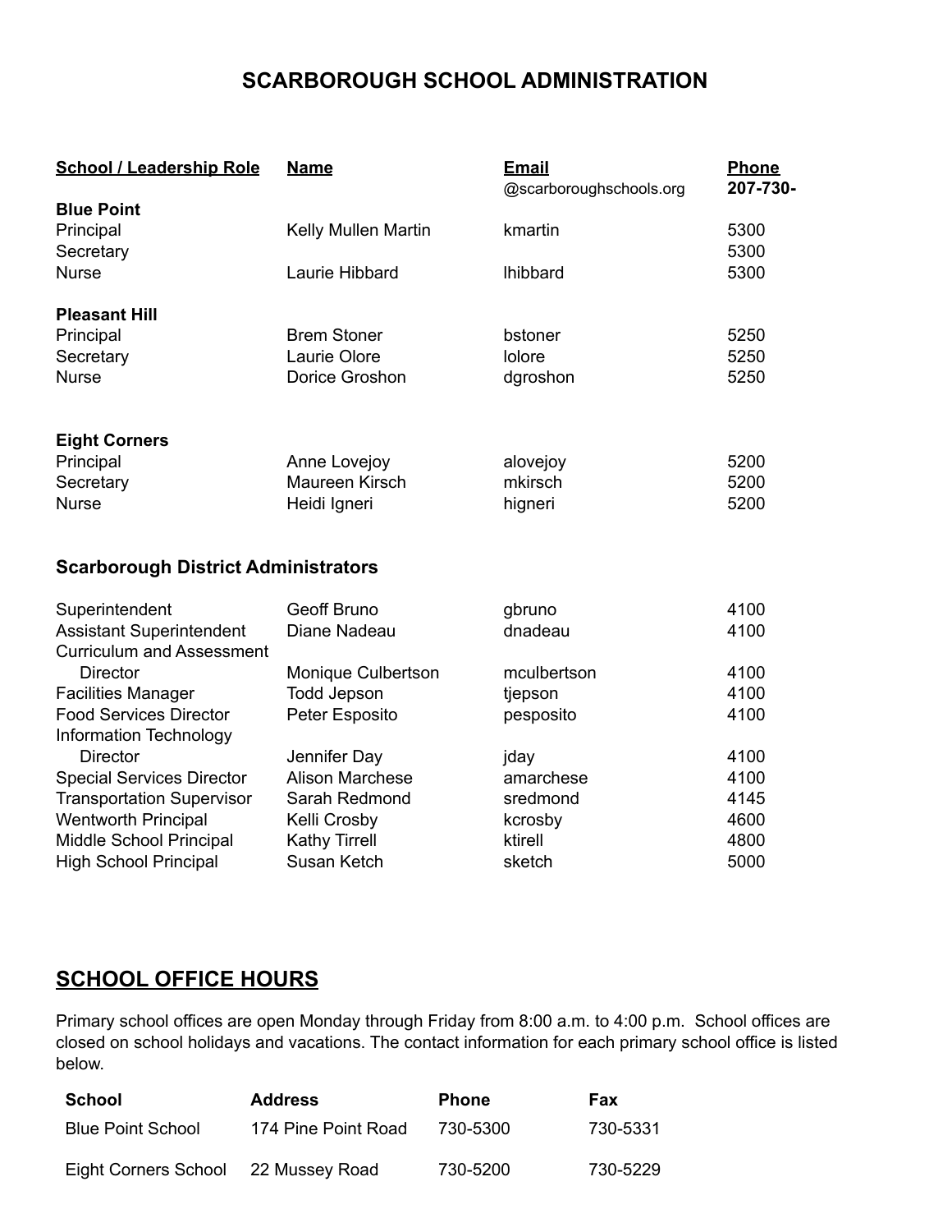# SCARBOROUGH SCHOOL ADMINISTRATION

| School / Leadership Role | Name | Email @scarboroughschools.org | Phone 207-730- |
|---|---|---|---|
| **Blue Point** | | | |
| Principal | Kelly Mullen Martin | kmartin | 5300 |
| Secretary | | | 5300 |
| Nurse | Laurie Hibbard | lhibbard | 5300 |
| **Pleasant Hill** | | | |
| Principal | Brem Stoner | bstoner | 5250 |
| Secretary | Laurie Olore | lolore | 5250 |
| Nurse | Dorice Groshon | dgroshon | 5250 |
| **Eight Corners** | | | |
| Principal | Anne Lovejoy | alovejoy | 5200 |
| Secretary | Maureen Kirsch | mkirsch | 5200 |
| Nurse | Heidi Igneri | higneri | 5200 |
| **Scarborough District Administrators** | | | |
| Superintendent | Geoff Bruno | gbruno | 4100 |
| Assistant Superintendent | Diane Nadeau | dnadeau | 4100 |
| Curriculum and Assessment Director | Monique Culbertson | mculbertson | 4100 |
| Facilities Manager | Todd Jepson | tjepson | 4100 |
| Food Services Director | Peter Esposito | pesposito | 4100 |
| Information Technology Director | Jennifer Day | jday | 4100 |
| Special Services Director | Alison Marchese | amarchese | 4100 |
| Transportation Supervisor | Sarah Redmond | sredmond | 4145 |
| Wentworth Principal | Kelli Crosby | kcrosby | 4600 |
| Middle School Principal | Kathy Tirrell | ktirell | 4800 |
| High School Principal | Susan Ketch | sketch | 5000 |

## SCHOOL OFFICE HOURS

Primary school offices are open Monday through Friday from 8:00 a.m. to 4:00 p.m. School offices are closed on school holidays and vacations. The contact information for each primary school office is listed below.

| School | Address | Phone | Fax |
|---|---|---|---|
| Blue Point School | 174 Pine Point Road | 730-5300 | 730-5331 |
| Eight Corners School | 22 Mussey Road | 730-5200 | 730-5229 |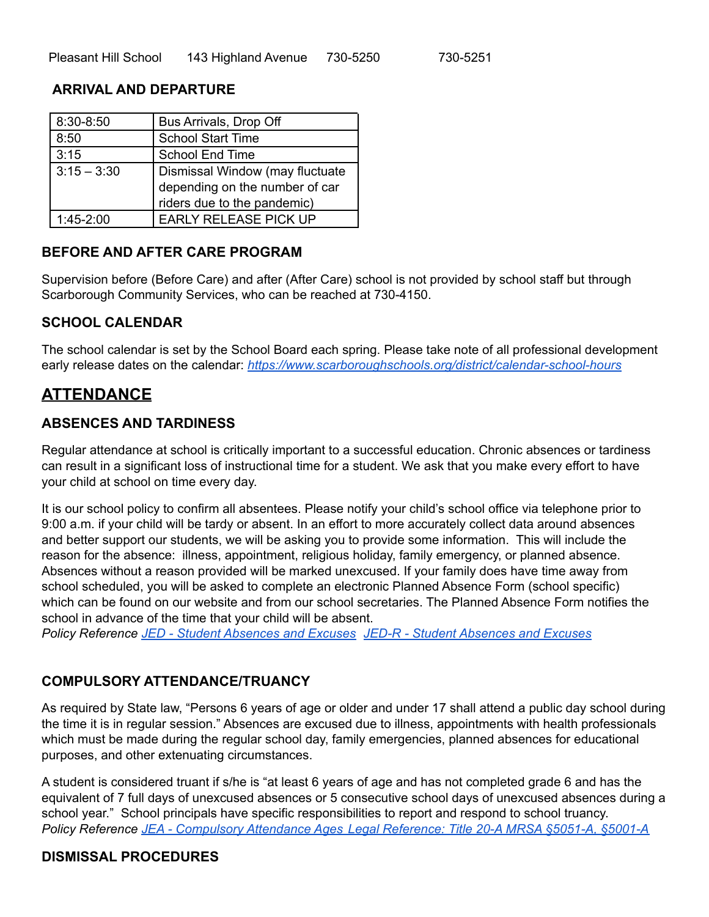Pleasant Hill School 143 Highland Avenue 730-5250 730-5251

### ARRIVAL AND DEPARTURE

| | |
|---|---|
| 8:30-8:50 | Bus Arrivals, Drop Off |
| 8:50 | School Start Time |
| 3:15 | School End Time |
| 3:15 – 3:30 | Dismissal Window (may fluctuate depending on the number of car riders due to the pandemic) |
| 1:45-2:00 | EARLY RELEASE PICK UP |

### BEFORE AND AFTER CARE PROGRAM

Supervision before (Before Care) and after (After Care) school is not provided by school staff but through Scarborough Community Services, who can be reached at 730-4150.

### SCHOOL CALENDAR

The school calendar is set by the School Board each spring. Please take note of all professional development early release dates on the calendar: *https://www.scarboroughschools.org/district/calendar-school-hours*

## ATTENDANCE

### ABSENCES AND TARDINESS

Regular attendance at school is critically important to a successful education. Chronic absences or tardiness can result in a significant loss of instructional time for a student. We ask that you make every effort to have your child at school on time every day.

It is our school policy to confirm all absentees. Please notify your child's school office via telephone prior to 9:00 a.m. if your child will be tardy or absent. In an effort to more accurately collect data around absences and better support our students, we will be asking you to provide some information. This will include the reason for the absence: illness, appointment, religious holiday, family emergency, or planned absence. Absences without a reason provided will be marked unexcused. If your family does have time away from school scheduled, you will be asked to complete an electronic Planned Absence Form (school specific) which can be found on our website and from our school secretaries. The Planned Absence Form notifies the school in advance of the time that your child will be absent.
*Policy Reference JED - Student Absences and Excuses JED-R - Student Absences and Excuses*

### COMPULSORY ATTENDANCE/TRUANCY

As required by State law, "Persons 6 years of age or older and under 17 shall attend a public day school during the time it is in regular session." Absences are excused due to illness, appointments with health professionals which must be made during the regular school day, family emergencies, planned absences for educational purposes, and other extenuating circumstances.

A student is considered truant if s/he is "at least 6 years of age and has not completed grade 6 and has the equivalent of 7 full days of unexcused absences or 5 consecutive school days of unexcused absences during a school year." School principals have specific responsibilities to report and respond to school truancy.
*Policy Reference JEA - Compulsory Attendance Ages Legal Reference: Title 20-A MRSA §5051-A. §5001-A*

### DISMISSAL PROCEDURES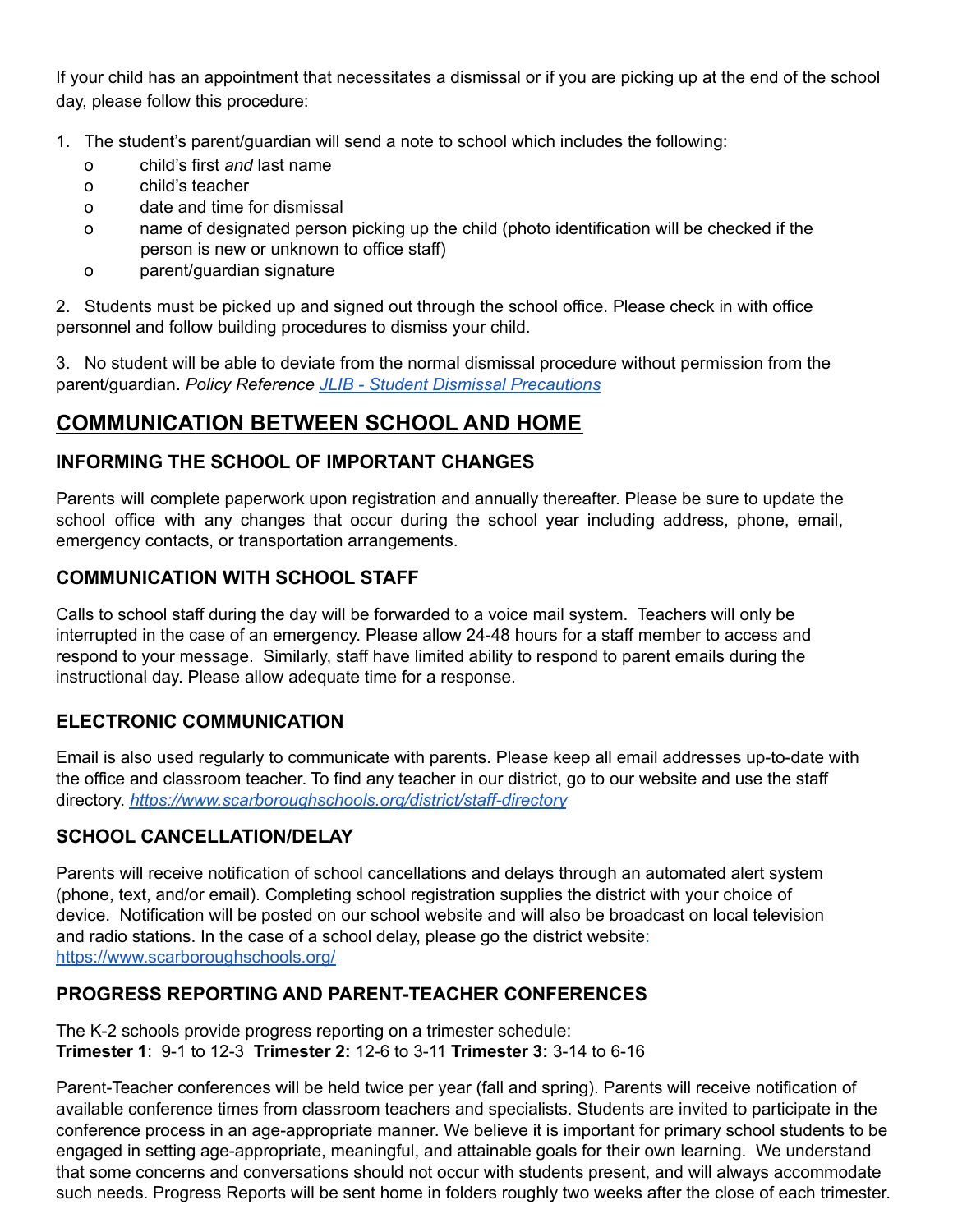If your child has an appointment that necessitates a dismissal or if you are picking up at the end of the school day, please follow this procedure:

1. The student's parent/guardian will send a note to school which includes the following:
   - child's first *and* last name
   - child's teacher
   - date and time for dismissal
   - name of designated person picking up the child (photo identification will be checked if the person is new or unknown to office staff)
   - parent/guardian signature

2. Students must be picked up and signed out through the school office. Please check in with office personnel and follow building procedures to dismiss your child.

3. No student will be able to deviate from the normal dismissal procedure without permission from the parent/guardian. *Policy Reference [JLIB - Student Dismissal Precautions](#)*

## COMMUNICATION BETWEEN SCHOOL AND HOME

### INFORMING THE SCHOOL OF IMPORTANT CHANGES

Parents will complete paperwork upon registration and annually thereafter. Please be sure to update the school office with any changes that occur during the school year including address, phone, email, emergency contacts, or transportation arrangements.

### COMMUNICATION WITH SCHOOL STAFF

Calls to school staff during the day will be forwarded to a voice mail system. Teachers will only be interrupted in the case of an emergency. Please allow 24-48 hours for a staff member to access and respond to your message. Similarly, staff have limited ability to respond to parent emails during the instructional day. Please allow adequate time for a response.

### ELECTRONIC COMMUNICATION

Email is also used regularly to communicate with parents. Please keep all email addresses up-to-date with the office and classroom teacher. To find any teacher in our district, go to our website and use the staff directory. *https://www.scarboroughschools.org/district/staff-directory*

### SCHOOL CANCELLATION/DELAY

Parents will receive notification of school cancellations and delays through an automated alert system (phone, text, and/or email). Completing school registration supplies the district with your choice of device. Notification will be posted on our school website and will also be broadcast on local television and radio stations. In the case of a school delay, please go the district website: https://www.scarboroughschools.org/

### PROGRESS REPORTING AND PARENT-TEACHER CONFERENCES

The K-2 schools provide progress reporting on a trimester schedule:
**Trimester 1**: 9-1 to 12-3 **Trimester 2:** 12-6 to 3-11 **Trimester 3:** 3-14 to 6-16

Parent-Teacher conferences will be held twice per year (fall and spring). Parents will receive notification of available conference times from classroom teachers and specialists. Students are invited to participate in the conference process in an age-appropriate manner. We believe it is important for primary school students to be engaged in setting age-appropriate, meaningful, and attainable goals for their own learning. We understand that some concerns and conversations should not occur with students present, and will always accommodate such needs. Progress Reports will be sent home in folders roughly two weeks after the close of each trimester.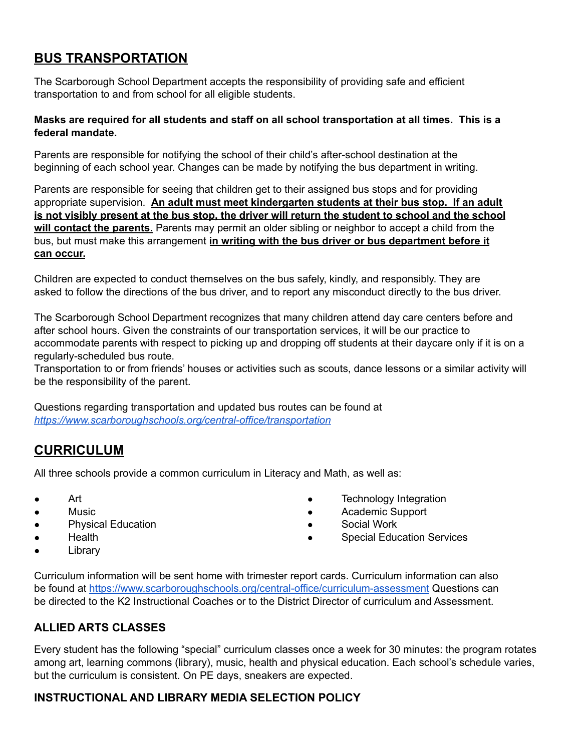## BUS TRANSPORTATION

The Scarborough School Department accepts the responsibility of providing safe and efficient transportation to and from school for all eligible students.

**Masks are required for all students and staff on all school transportation at all times. This is a federal mandate.**

Parents are responsible for notifying the school of their child's after-school destination at the beginning of each school year. Changes can be made by notifying the bus department in writing.

Parents are responsible for seeing that children get to their assigned bus stops and for providing appropriate supervision. **An adult must meet kindergarten students at their bus stop. If an adult is not visibly present at the bus stop, the driver will return the student to school and the school will contact the parents.** Parents may permit an older sibling or neighbor to accept a child from the bus, but must make this arrangement **in writing with the bus driver or bus department before it can occur.**

Children are expected to conduct themselves on the bus safely, kindly, and responsibly. They are asked to follow the directions of the bus driver, and to report any misconduct directly to the bus driver.

The Scarborough School Department recognizes that many children attend day care centers before and after school hours. Given the constraints of our transportation services, it will be our practice to accommodate parents with respect to picking up and dropping off students at their daycare only if it is on a regularly-scheduled bus route.
Transportation to or from friends' houses or activities such as scouts, dance lessons or a similar activity will be the responsibility of the parent.

Questions regarding transportation and updated bus routes can be found at *https://www.scarboroughschools.org/central-office/transportation*

## CURRICULUM

All three schools provide a common curriculum in Literacy and Math, as well as:

- Art
- Music
- Physical Education
- Health
- Library
- Technology Integration
- Academic Support
- Social Work
- Special Education Services

Curriculum information will be sent home with trimester report cards. Curriculum information can also be found at https://www.scarboroughschools.org/central-office/curriculum-assessment Questions can be directed to the K2 Instructional Coaches or to the District Director of curriculum and Assessment.

### ALLIED ARTS CLASSES

Every student has the following "special" curriculum classes once a week for 30 minutes: the program rotates among art, learning commons (library), music, health and physical education. Each school's schedule varies, but the curriculum is consistent. On PE days, sneakers are expected.

### INSTRUCTIONAL AND LIBRARY MEDIA SELECTION POLICY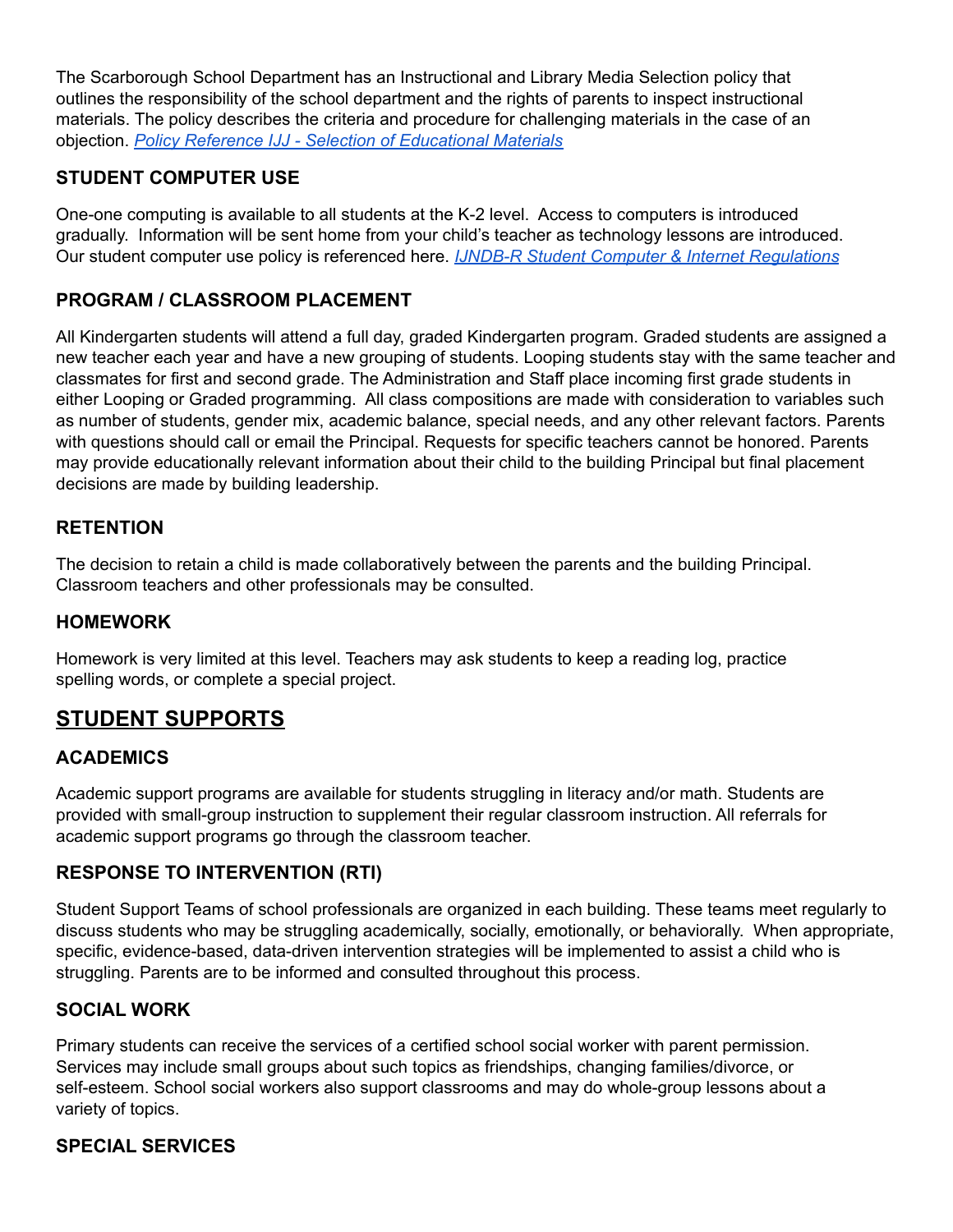The Scarborough School Department has an Instructional and Library Media Selection policy that outlines the responsibility of the school department and the rights of parents to inspect instructional materials. The policy describes the criteria and procedure for challenging materials in the case of an objection. *Policy Reference IJJ - Selection of Educational Materials*

### STUDENT COMPUTER USE

One-one computing is available to all students at the K-2 level. Access to computers is introduced gradually. Information will be sent home from your child's teacher as technology lessons are introduced. Our student computer use policy is referenced here. *IJNDB-R Student Computer & Internet Regulations*

### PROGRAM / CLASSROOM PLACEMENT

All Kindergarten students will attend a full day, graded Kindergarten program. Graded students are assigned a new teacher each year and have a new grouping of students. Looping students stay with the same teacher and classmates for first and second grade. The Administration and Staff place incoming first grade students in either Looping or Graded programming. All class compositions are made with consideration to variables such as number of students, gender mix, academic balance, special needs, and any other relevant factors. Parents with questions should call or email the Principal. Requests for specific teachers cannot be honored. Parents may provide educationally relevant information about their child to the building Principal but final placement decisions are made by building leadership.

### RETENTION

The decision to retain a child is made collaboratively between the parents and the building Principal. Classroom teachers and other professionals may be consulted.

### HOMEWORK

Homework is very limited at this level. Teachers may ask students to keep a reading log, practice spelling words, or complete a special project.

## STUDENT SUPPORTS

### ACADEMICS

Academic support programs are available for students struggling in literacy and/or math. Students are provided with small-group instruction to supplement their regular classroom instruction. All referrals for academic support programs go through the classroom teacher.

### RESPONSE TO INTERVENTION (RTI)

Student Support Teams of school professionals are organized in each building. These teams meet regularly to discuss students who may be struggling academically, socially, emotionally, or behaviorally. When appropriate, specific, evidence-based, data-driven intervention strategies will be implemented to assist a child who is struggling. Parents are to be informed and consulted throughout this process.

### SOCIAL WORK

Primary students can receive the services of a certified school social worker with parent permission. Services may include small groups about such topics as friendships, changing families/divorce, or self-esteem. School social workers also support classrooms and may do whole-group lessons about a variety of topics.

### SPECIAL SERVICES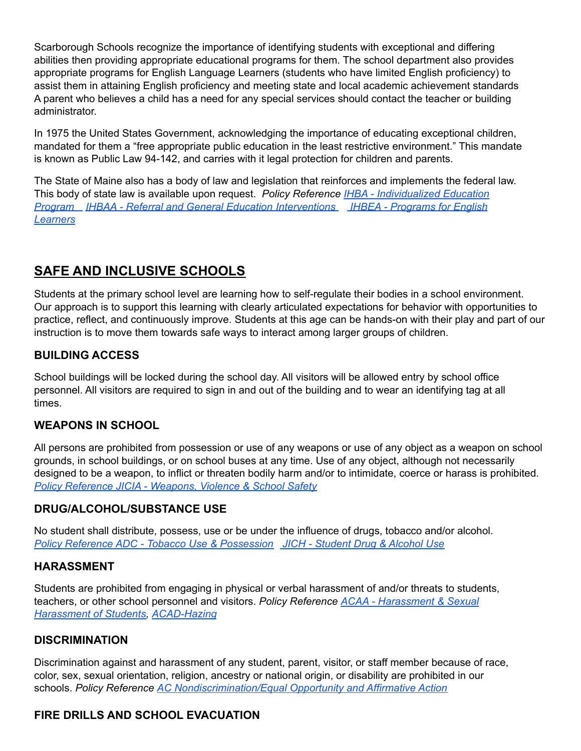Scarborough Schools recognize the importance of identifying students with exceptional and differing abilities then providing appropriate educational programs for them. The school department also provides appropriate programs for English Language Learners (students who have limited English proficiency) to assist them in attaining English proficiency and meeting state and local academic achievement standards A parent who believes a child has a need for any special services should contact the teacher or building administrator.

In 1975 the United States Government, acknowledging the importance of educating exceptional children, mandated for them a "free appropriate public education in the least restrictive environment." This mandate is known as Public Law 94-142, and carries with it legal protection for children and parents.

The State of Maine also has a body of law and legislation that reinforces and implements the federal law. This body of state law is available upon request. *Policy Reference* *IHBA - Individualized Education Program* *IHBAA - Referral and General Education Interventions* *IHBEA - Programs for English Learners*

## SAFE AND INCLUSIVE SCHOOLS

Students at the primary school level are learning how to self-regulate their bodies in a school environment. Our approach is to support this learning with clearly articulated expectations for behavior with opportunities to practice, reflect, and continuously improve. Students at this age can be hands-on with their play and part of our instruction is to move them towards safe ways to interact among larger groups of children.

### BUILDING ACCESS

School buildings will be locked during the school day. All visitors will be allowed entry by school office personnel. All visitors are required to sign in and out of the building and to wear an identifying tag at all times.

### WEAPONS IN SCHOOL

All persons are prohibited from possession or use of any weapons or use of any object as a weapon on school grounds, in school buildings, or on school buses at any time. Use of any object, although not necessarily designed to be a weapon, to inflict or threaten bodily harm and/or to intimidate, coerce or harass is prohibited. *Policy Reference JICIA - Weapons, Violence & School Safety*

### DRUG/ALCOHOL/SUBSTANCE USE

No student shall distribute, possess, use or be under the influence of drugs, tobacco and/or alcohol. *Policy Reference ADC - Tobacco Use & Possession* *JICH - Student Drug & Alcohol Use*

### HARASSMENT

Students are prohibited from engaging in physical or verbal harassment of and/or threats to students, teachers, or other school personnel and visitors. *Policy Reference* *ACAA - Harassment & Sexual Harassment of Students*, *ACAD-Hazing*

### DISCRIMINATION

Discrimination against and harassment of any student, parent, visitor, or staff member because of race, color, sex, sexual orientation, religion, ancestry or national origin, or disability are prohibited in our schools. *Policy Reference* *AC Nondiscrimination/Equal Opportunity and Affirmative Action*

### FIRE DRILLS AND SCHOOL EVACUATION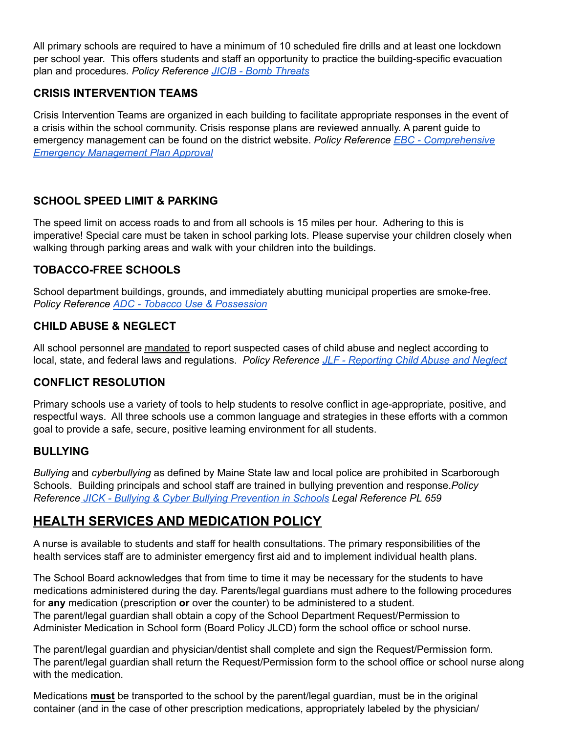All primary schools are required to have a minimum of 10 scheduled fire drills and at least one lockdown per school year. This offers students and staff an opportunity to practice the building-specific evacuation plan and procedures. *Policy Reference* *JICIB - Bomb Threats*

### CRISIS INTERVENTION TEAMS

Crisis Intervention Teams are organized in each building to facilitate appropriate responses in the event of a crisis within the school community. Crisis response plans are reviewed annually. A parent guide to emergency management can be found on the district website. *Policy Reference* *EBC - Comprehensive Emergency Management Plan Approval*

### SCHOOL SPEED LIMIT & PARKING

The speed limit on access roads to and from all schools is 15 miles per hour. Adhering to this is imperative! Special care must be taken in school parking lots. Please supervise your children closely when walking through parking areas and walk with your children into the buildings.

### TOBACCO-FREE SCHOOLS

School department buildings, grounds, and immediately abutting municipal properties are smoke-free. *Policy Reference* *ADC - Tobacco Use & Possession*

### CHILD ABUSE & NEGLECT

All school personnel are mandated to report suspected cases of child abuse and neglect according to local, state, and federal laws and regulations. *Policy Reference* *JLF - Reporting Child Abuse and Neglect*

### CONFLICT RESOLUTION

Primary schools use a variety of tools to help students to resolve conflict in age-appropriate, positive, and respectful ways. All three schools use a common language and strategies in these efforts with a common goal to provide a safe, secure, positive learning environment for all students.

### BULLYING

*Bullying* and *cyberbullying* as defined by Maine State law and local police are prohibited in Scarborough Schools. Building principals and school staff are trained in bullying prevention and response. *Policy Reference* *JICK - Bullying & Cyber Bullying Prevention in Schools* *Legal Reference PL 659*

## HEALTH SERVICES AND MEDICATION POLICY

A nurse is available to students and staff for health consultations. The primary responsibilities of the health services staff are to administer emergency first aid and to implement individual health plans.

The School Board acknowledges that from time to time it may be necessary for the students to have medications administered during the day. Parents/legal guardians must adhere to the following procedures for **any** medication (prescription **or** over the counter) to be administered to a student.
The parent/legal guardian shall obtain a copy of the School Department Request/Permission to Administer Medication in School form (Board Policy JLCD) form the school office or school nurse.

The parent/legal guardian and physician/dentist shall complete and sign the Request/Permission form. The parent/legal guardian shall return the Request/Permission form to the school office or school nurse along with the medication.

Medications **must** be transported to the school by the parent/legal guardian, must be in the original container (and in the case of other prescription medications, appropriately labeled by the physician/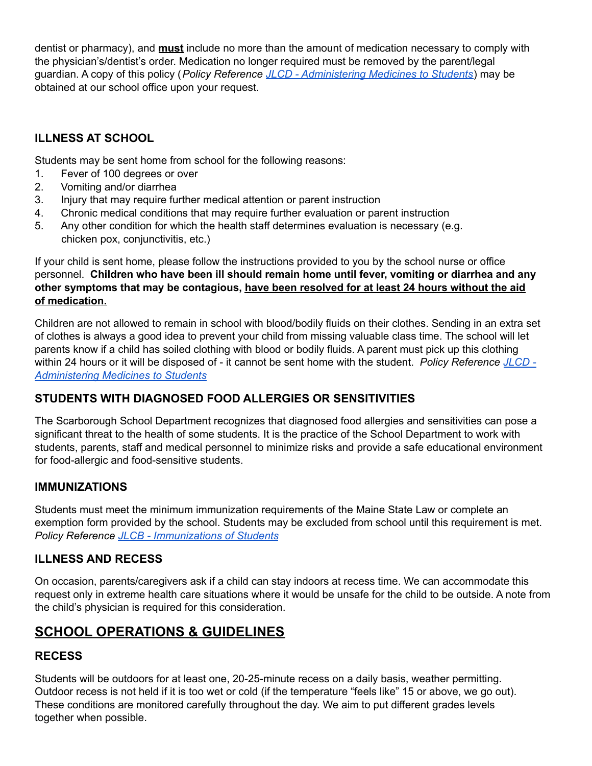dentist or pharmacy), and **must** include no more than the amount of medication necessary to comply with the physician's/dentist's order. Medication no longer required must be removed by the parent/legal guardian. A copy of this policy (*Policy Reference* *JLCD - Administering Medicines to Students*) may be obtained at our school office upon your request.

### ILLNESS AT SCHOOL

Students may be sent home from school for the following reasons:

1. Fever of 100 degrees or over
2. Vomiting and/or diarrhea
3. Injury that may require further medical attention or parent instruction
4. Chronic medical conditions that may require further evaluation or parent instruction
5. Any other condition for which the health staff determines evaluation is necessary (e.g. chicken pox, conjunctivitis, etc.)

If your child is sent home, please follow the instructions provided to you by the school nurse or office personnel. **Children who have been ill should remain home until fever, vomiting or diarrhea and any other symptoms that may be contagious, have been resolved for at least 24 hours without the aid of medication.**

Children are not allowed to remain in school with blood/bodily fluids on their clothes. Sending in an extra set of clothes is always a good idea to prevent your child from missing valuable class time. The school will let parents know if a child has soiled clothing with blood or bodily fluids. A parent must pick up this clothing within 24 hours or it will be disposed of - it cannot be sent home with the student. *Policy Reference* *JLCD - Administering Medicines to Students*

### STUDENTS WITH DIAGNOSED FOOD ALLERGIES OR SENSITIVITIES

The Scarborough School Department recognizes that diagnosed food allergies and sensitivities can pose a significant threat to the health of some students. It is the practice of the School Department to work with students, parents, staff and medical personnel to minimize risks and provide a safe educational environment for food-allergic and food-sensitive students.

### IMMUNIZATIONS

Students must meet the minimum immunization requirements of the Maine State Law or complete an exemption form provided by the school. Students may be excluded from school until this requirement is met. *Policy Reference* *JLCB - Immunizations of Students*

### ILLNESS AND RECESS

On occasion, parents/caregivers ask if a child can stay indoors at recess time. We can accommodate this request only in extreme health care situations where it would be unsafe for the child to be outside. A note from the child's physician is required for this consideration.

## SCHOOL OPERATIONS & GUIDELINES

### RECESS

Students will be outdoors for at least one, 20-25-minute recess on a daily basis, weather permitting. Outdoor recess is not held if it is too wet or cold (if the temperature "feels like" 15 or above, we go out). These conditions are monitored carefully throughout the day. We aim to put different grades levels together when possible.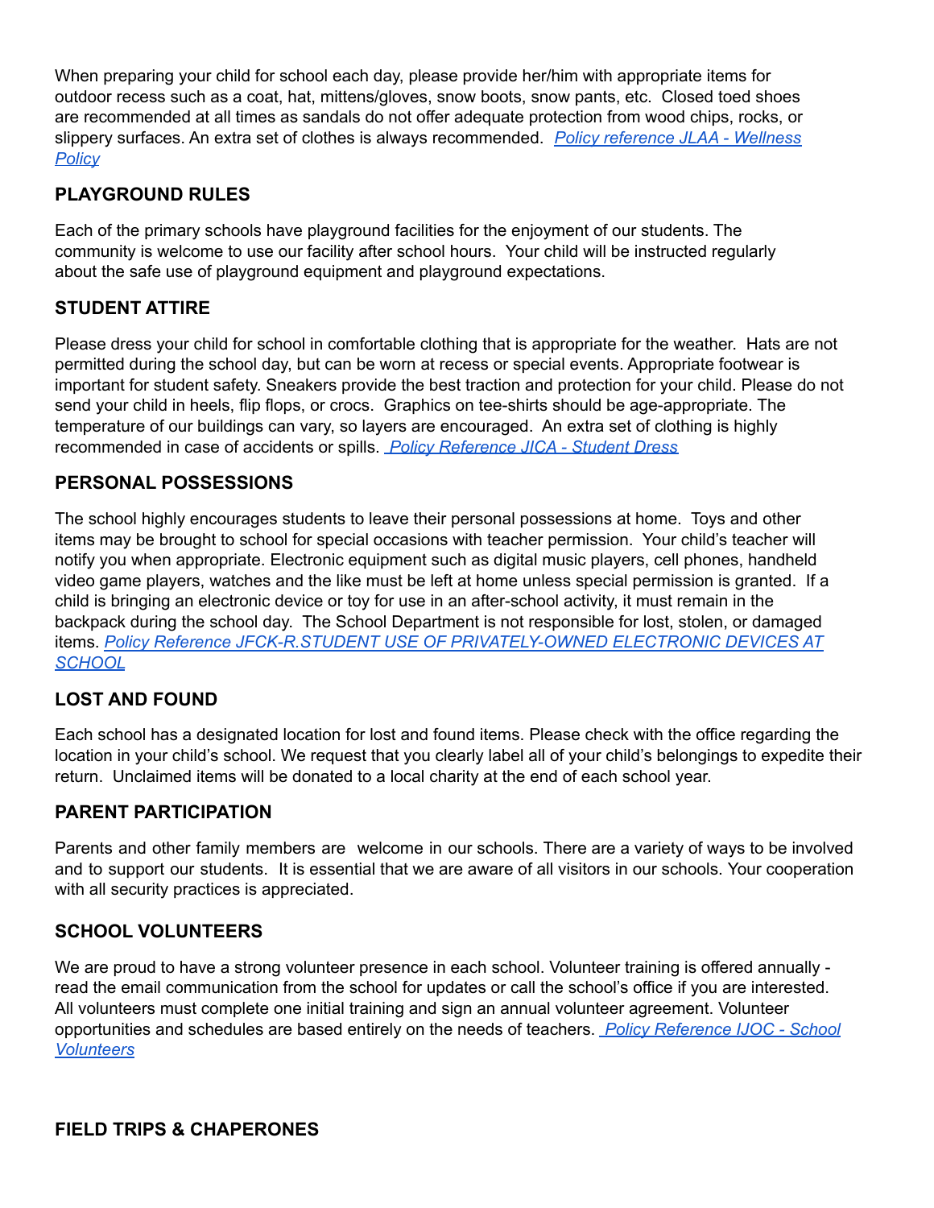When preparing your child for school each day, please provide her/him with appropriate items for outdoor recess such as a coat, hat, mittens/gloves, snow boots, snow pants, etc. Closed toed shoes are recommended at all times as sandals do not offer adequate protection from wood chips, rocks, or slippery surfaces. An extra set of clothes is always recommended. *Policy reference JLAA - Wellness Policy*

## PLAYGROUND RULES

Each of the primary schools have playground facilities for the enjoyment of our students. The community is welcome to use our facility after school hours. Your child will be instructed regularly about the safe use of playground equipment and playground expectations.

## STUDENT ATTIRE

Please dress your child for school in comfortable clothing that is appropriate for the weather. Hats are not permitted during the school day, but can be worn at recess or special events. Appropriate footwear is important for student safety. Sneakers provide the best traction and protection for your child. Please do not send your child in heels, flip flops, or crocs. Graphics on tee-shirts should be age-appropriate. The temperature of our buildings can vary, so layers are encouraged. An extra set of clothing is highly recommended in case of accidents or spills. *Policy Reference JICA - Student Dress*

## PERSONAL POSSESSIONS

The school highly encourages students to leave their personal possessions at home. Toys and other items may be brought to school for special occasions with teacher permission. Your child's teacher will notify you when appropriate. Electronic equipment such as digital music players, cell phones, handheld video game players, watches and the like must be left at home unless special permission is granted. If a child is bringing an electronic device or toy for use in an after-school activity, it must remain in the backpack during the school day. The School Department is not responsible for lost, stolen, or damaged items. *Policy Reference JFCK-R.STUDENT USE OF PRIVATELY-OWNED ELECTRONIC DEVICES AT SCHOOL*

## LOST AND FOUND

Each school has a designated location for lost and found items. Please check with the office regarding the location in your child's school. We request that you clearly label all of your child's belongings to expedite their return. Unclaimed items will be donated to a local charity at the end of each school year.

## PARENT PARTICIPATION

Parents and other family members are welcome in our schools. There are a variety of ways to be involved and to support our students. It is essential that we are aware of all visitors in our schools. Your cooperation with all security practices is appreciated.

## SCHOOL VOLUNTEERS

We are proud to have a strong volunteer presence in each school. Volunteer training is offered annually - read the email communication from the school for updates or call the school's office if you are interested. All volunteers must complete one initial training and sign an annual volunteer agreement. Volunteer opportunities and schedules are based entirely on the needs of teachers. *Policy Reference IJOC - School Volunteers*

## FIELD TRIPS & CHAPERONES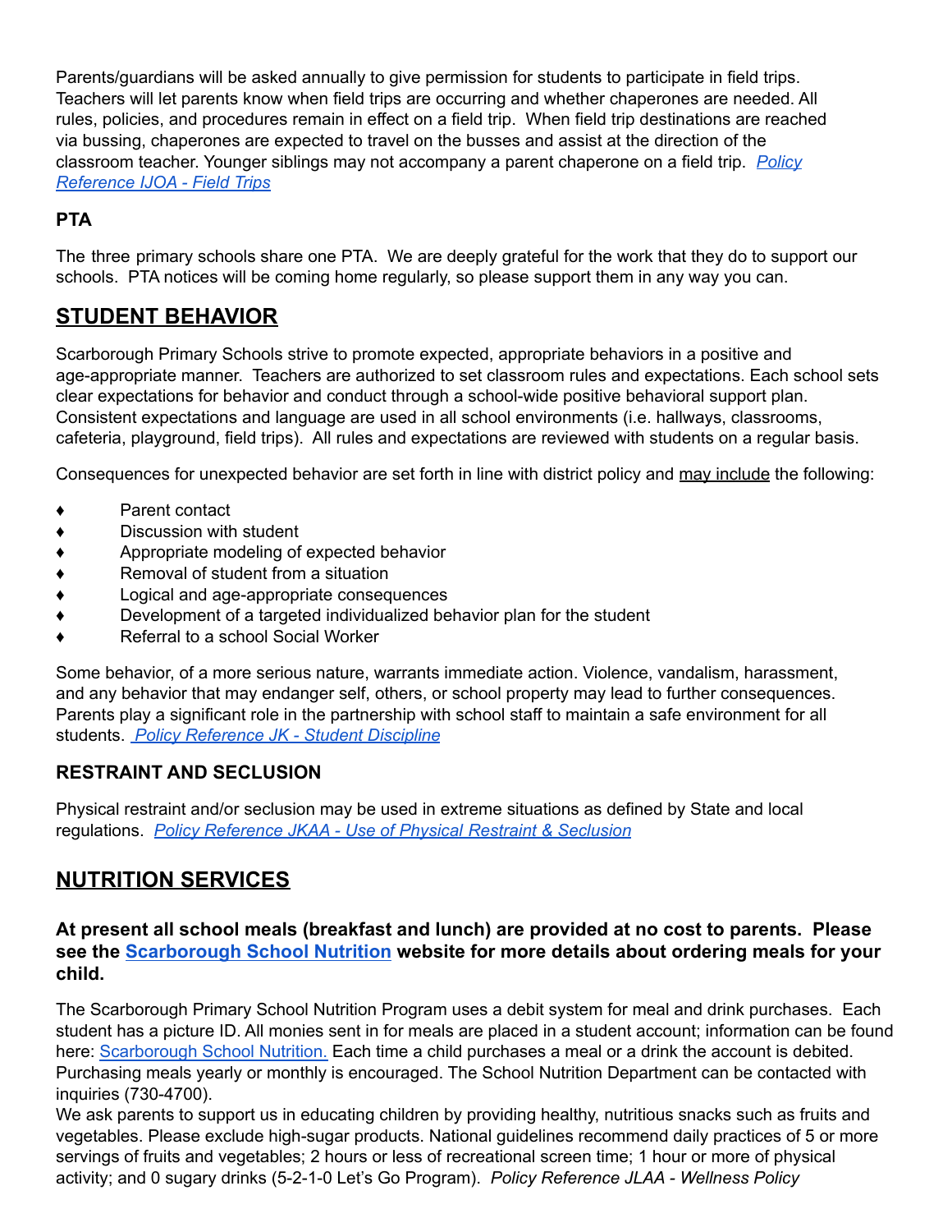Parents/guardians will be asked annually to give permission for students to participate in field trips. Teachers will let parents know when field trips are occurring and whether chaperones are needed. All rules, policies, and procedures remain in effect on a field trip. When field trip destinations are reached via bussing, chaperones are expected to travel on the busses and assist at the direction of the classroom teacher. Younger siblings may not accompany a parent chaperone on a field trip. *Policy Reference IJOA - Field Trips*

### PTA

The three primary schools share one PTA. We are deeply grateful for the work that they do to support our schools. PTA notices will be coming home regularly, so please support them in any way you can.

## STUDENT BEHAVIOR

Scarborough Primary Schools strive to promote expected, appropriate behaviors in a positive and age-appropriate manner. Teachers are authorized to set classroom rules and expectations. Each school sets clear expectations for behavior and conduct through a school-wide positive behavioral support plan. Consistent expectations and language are used in all school environments (i.e. hallways, classrooms, cafeteria, playground, field trips). All rules and expectations are reviewed with students on a regular basis.

Consequences for unexpected behavior are set forth in line with district policy and may include the following:

- Parent contact
- Discussion with student
- Appropriate modeling of expected behavior
- Removal of student from a situation
- Logical and age-appropriate consequences
- Development of a targeted individualized behavior plan for the student
- Referral to a school Social Worker

Some behavior, of a more serious nature, warrants immediate action. Violence, vandalism, harassment, and any behavior that may endanger self, others, or school property may lead to further consequences. Parents play a significant role in the partnership with school staff to maintain a safe environment for all students. *Policy Reference JK - Student Discipline*

### RESTRAINT AND SECLUSION

Physical restraint and/or seclusion may be used in extreme situations as defined by State and local regulations. *Policy Reference JKAA - Use of Physical Restraint & Seclusion*

## NUTRITION SERVICES

**At present all school meals (breakfast and lunch) are provided at no cost to parents. Please see the Scarborough School Nutrition website for more details about ordering meals for your child.**

The Scarborough Primary School Nutrition Program uses a debit system for meal and drink purchases. Each student has a picture ID. All monies sent in for meals are placed in a student account; information can be found here: Scarborough School Nutrition. Each time a child purchases a meal or a drink the account is debited. Purchasing meals yearly or monthly is encouraged. The School Nutrition Department can be contacted with inquiries (730-4700).
We ask parents to support us in educating children by providing healthy, nutritious snacks such as fruits and vegetables. Please exclude high-sugar products. National guidelines recommend daily practices of 5 or more servings of fruits and vegetables; 2 hours or less of recreational screen time; 1 hour or more of physical activity; and 0 sugary drinks (5-2-1-0 Let's Go Program). *Policy Reference JLAA - Wellness Policy*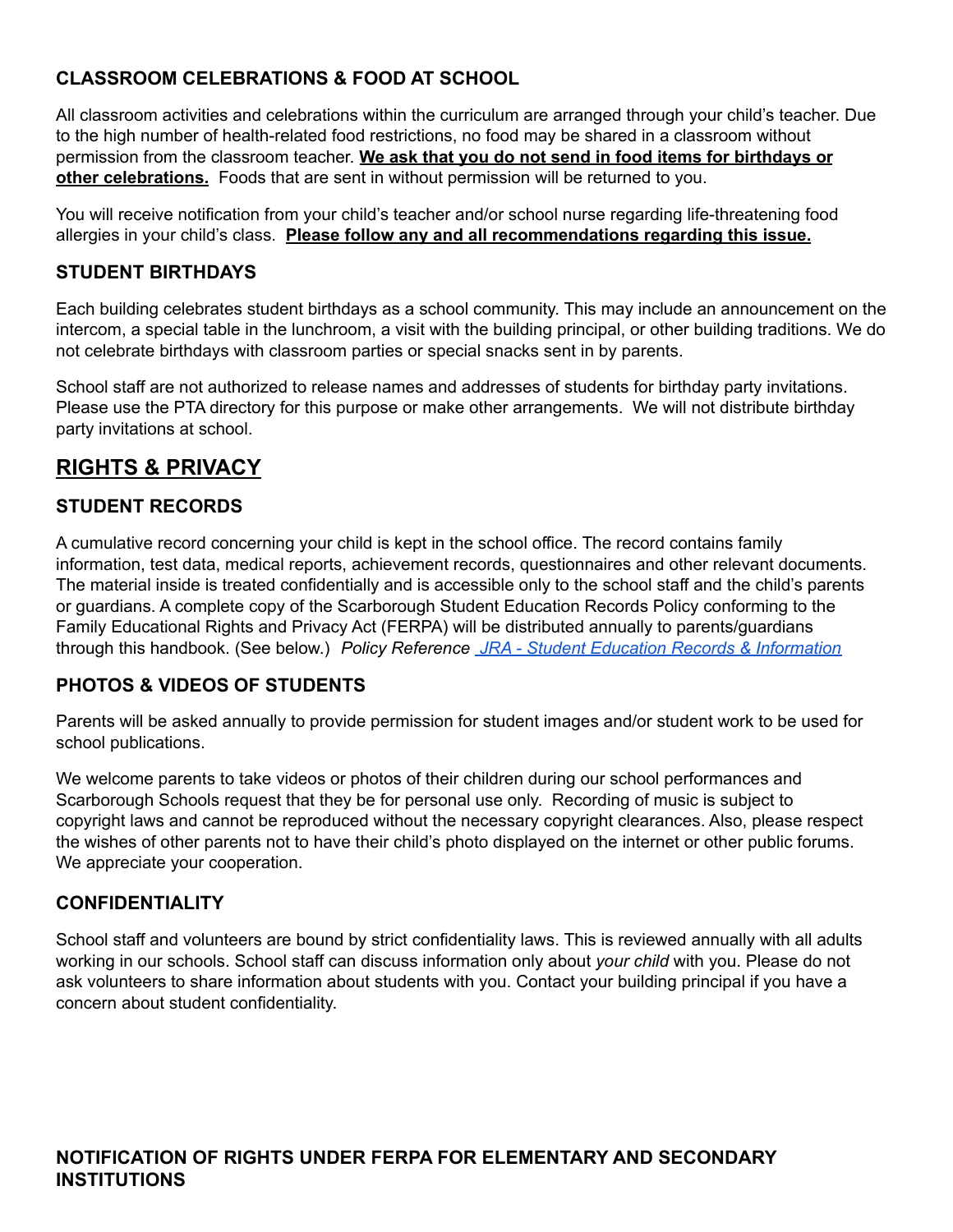### CLASSROOM CELEBRATIONS & FOOD AT SCHOOL

All classroom activities and celebrations within the curriculum are arranged through your child's teacher. Due to the high number of health-related food restrictions, no food may be shared in a classroom without permission from the classroom teacher. **We ask that you do not send in food items for birthdays or other celebrations.** Foods that are sent in without permission will be returned to you.

You will receive notification from your child's teacher and/or school nurse regarding life-threatening food allergies in your child's class. **Please follow any and all recommendations regarding this issue.**

### STUDENT BIRTHDAYS

Each building celebrates student birthdays as a school community. This may include an announcement on the intercom, a special table in the lunchroom, a visit with the building principal, or other building traditions. We do not celebrate birthdays with classroom parties or special snacks sent in by parents.

School staff are not authorized to release names and addresses of students for birthday party invitations. Please use the PTA directory for this purpose or make other arrangements. We will not distribute birthday party invitations at school.

## RIGHTS & PRIVACY

### STUDENT RECORDS

A cumulative record concerning your child is kept in the school office. The record contains family information, test data, medical reports, achievement records, questionnaires and other relevant documents. The material inside is treated confidentially and is accessible only to the school staff and the child's parents or guardians. A complete copy of the Scarborough Student Education Records Policy conforming to the Family Educational Rights and Privacy Act (FERPA) will be distributed annually to parents/guardians through this handbook. (See below.) *Policy Reference* *JRA - Student Education Records & Information*

### PHOTOS & VIDEOS OF STUDENTS

Parents will be asked annually to provide permission for student images and/or student work to be used for school publications.

We welcome parents to take videos or photos of their children during our school performances and Scarborough Schools request that they be for personal use only. Recording of music is subject to copyright laws and cannot be reproduced without the necessary copyright clearances. Also, please respect the wishes of other parents not to have their child's photo displayed on the internet or other public forums. We appreciate your cooperation.

### CONFIDENTIALITY

School staff and volunteers are bound by strict confidentiality laws. This is reviewed annually with all adults working in our schools. School staff can discuss information only about *your child* with you. Please do not ask volunteers to share information about students with you. Contact your building principal if you have a concern about student confidentiality.

### NOTIFICATION OF RIGHTS UNDER FERPA FOR ELEMENTARY AND SECONDARY INSTITUTIONS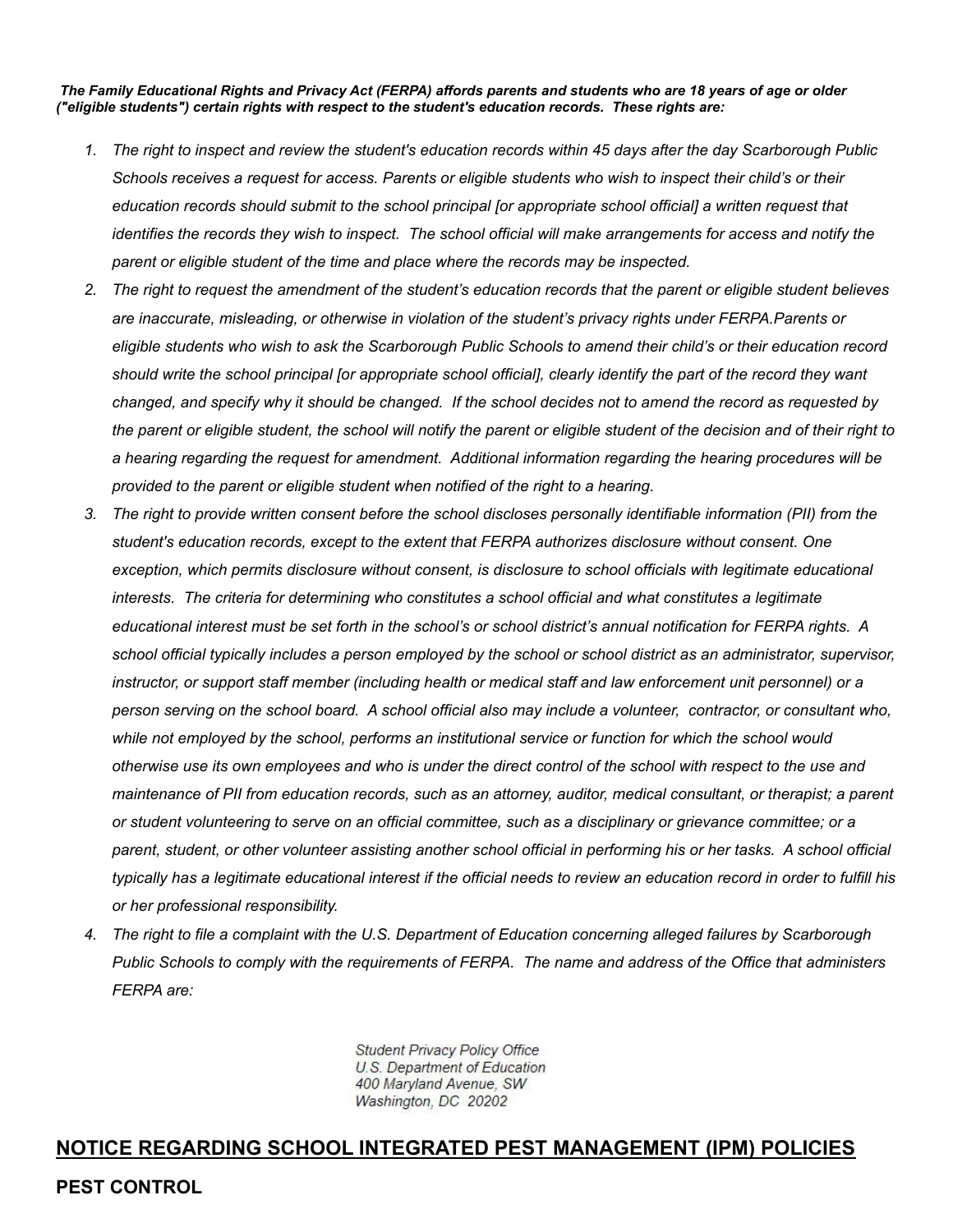***The Family Educational Rights and Privacy Act (FERPA) affords parents and students who are 18 years of age or older ("eligible students") certain rights with respect to the student's education records. These rights are:***

1. *The right to inspect and review the student's education records within 45 days after the day Scarborough Public Schools receives a request for access. Parents or eligible students who wish to inspect their child's or their education records should submit to the school principal [or appropriate school official] a written request that identifies the records they wish to inspect. The school official will make arrangements for access and notify the parent or eligible student of the time and place where the records may be inspected.*
2. *The right to request the amendment of the student's education records that the parent or eligible student believes are inaccurate, misleading, or otherwise in violation of the student's privacy rights under FERPA.Parents or eligible students who wish to ask the Scarborough Public Schools to amend their child's or their education record should write the school principal [or appropriate school official], clearly identify the part of the record they want changed, and specify why it should be changed. If the school decides not to amend the record as requested by the parent or eligible student, the school will notify the parent or eligible student of the decision and of their right to a hearing regarding the request for amendment. Additional information regarding the hearing procedures will be provided to the parent or eligible student when notified of the right to a hearing.*
3. *The right to provide written consent before the school discloses personally identifiable information (PII) from the student's education records, except to the extent that FERPA authorizes disclosure without consent. One exception, which permits disclosure without consent, is disclosure to school officials with legitimate educational interests. The criteria for determining who constitutes a school official and what constitutes a legitimate educational interest must be set forth in the school's or school district's annual notification for FERPA rights. A school official typically includes a person employed by the school or school district as an administrator, supervisor, instructor, or support staff member (including health or medical staff and law enforcement unit personnel) or a person serving on the school board. A school official also may include a volunteer, contractor, or consultant who, while not employed by the school, performs an institutional service or function for which the school would otherwise use its own employees and who is under the direct control of the school with respect to the use and maintenance of PII from education records, such as an attorney, auditor, medical consultant, or therapist; a parent or student volunteering to serve on an official committee, such as a disciplinary or grievance committee; or a parent, student, or other volunteer assisting another school official in performing his or her tasks. A school official typically has a legitimate educational interest if the official needs to review an education record in order to fulfill his or her professional responsibility.*
4. *The right to file a complaint with the U.S. Department of Education concerning alleged failures by Scarborough Public Schools to comply with the requirements of FERPA. The name and address of the Office that administers FERPA are:*

*Student Privacy Policy Office*
*U.S. Department of Education*
*400 Maryland Avenue, SW*
*Washington, DC 20202*

## NOTICE REGARDING SCHOOL INTEGRATED PEST MANAGEMENT (IPM) POLICIES

### PEST CONTROL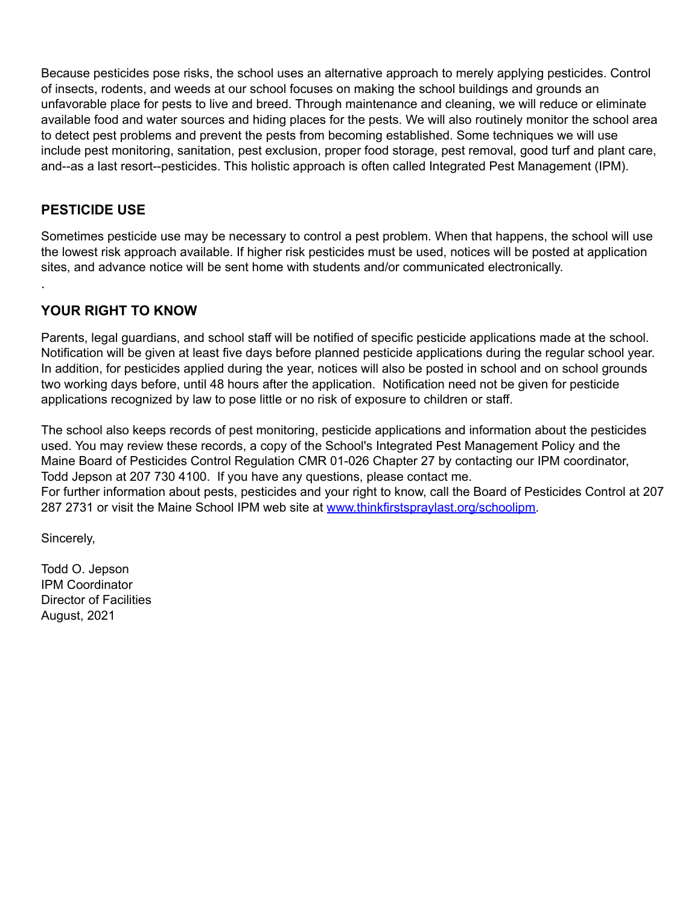Because pesticides pose risks, the school uses an alternative approach to merely applying pesticides. Control of insects, rodents, and weeds at our school focuses on making the school buildings and grounds an unfavorable place for pests to live and breed. Through maintenance and cleaning, we will reduce or eliminate available food and water sources and hiding places for the pests. We will also routinely monitor the school area to detect pest problems and prevent the pests from becoming established. Some techniques we will use include pest monitoring, sanitation, pest exclusion, proper food storage, pest removal, good turf and plant care, and--as a last resort--pesticides. This holistic approach is often called Integrated Pest Management (IPM).

## PESTICIDE USE

Sometimes pesticide use may be necessary to control a pest problem. When that happens, the school will use the lowest risk approach available. If higher risk pesticides must be used, notices will be posted at application sites, and advance notice will be sent home with students and/or communicated electronically.

.

## YOUR RIGHT TO KNOW

Parents, legal guardians, and school staff will be notified of specific pesticide applications made at the school. Notification will be given at least five days before planned pesticide applications during the regular school year. In addition, for pesticides applied during the year, notices will also be posted in school and on school grounds two working days before, until 48 hours after the application. Notification need not be given for pesticide applications recognized by law to pose little or no risk of exposure to children or staff.

The school also keeps records of pest monitoring, pesticide applications and information about the pesticides used. You may review these records, a copy of the School's Integrated Pest Management Policy and the Maine Board of Pesticides Control Regulation CMR 01-026 Chapter 27 by contacting our IPM coordinator, Todd Jepson at 207 730 4100. If you have any questions, please contact me.
For further information about pests, pesticides and your right to know, call the Board of Pesticides Control at 207 287 2731 or visit the Maine School IPM web site at [www.thinkfirstspraylast.org/schoolipm](www.thinkfirstspraylast.org/schoolipm).

Sincerely,

Todd O. Jepson
IPM Coordinator
Director of Facilities
August, 2021